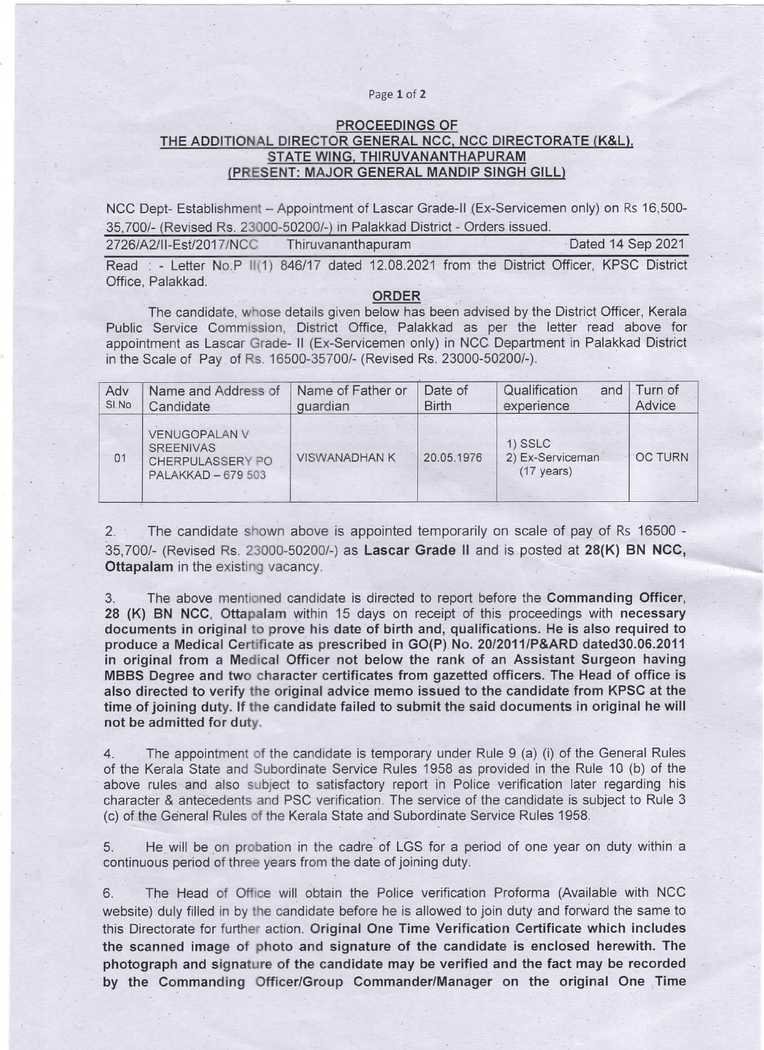## PROCEEDINGS OF
## THE ADDITIONAL DIRECTOR GENERAL NCC, NCC DIRECTORATE (K&L), STATE WING, THIRUVANANTHAPURAM
## (PRESENT: MAJOR GENERAL MANDIP SINGH GILL)

NCC Dept- Establishment – Appointment of Lascar Grade-II (Ex-Servicemen only) on Rs 16,500-35,700/- (Revised Rs. 23000-50200/-) in Palakkad District - Orders issued.

2726/A2/II-Est/2017/NCC Thiruvananthapuram Dated 14 Sep 2021

Read : - Letter No.P II(1) 846/17 dated 12.08.2021 from the District Officer, KPSC District Office, Palakkad.

### ORDER

The candidate, whose details given below has been advised by the District Officer, Kerala Public Service Commission, District Office, Palakkad as per the letter read above for appointment as Lascar Grade- II (Ex-Servicemen only) in NCC Department in Palakkad District in the Scale of Pay of Rs. 16500-35700/- (Revised Rs. 23000-50200/-).

| Adv Sl.No | Name and Address of Candidate | Name of Father or guardian | Date of Birth | Qualification and experience | Turn of Advice |
|---|---|---|---|---|---|
| 01 | VENUGOPALAN V SREENIVAS CHERPULASSERY PO PALAKKAD – 679 503 | VISWANADHAN K | 20.05.1976 | 1) SSLC 2) Ex-Serviceman (17 years) | OC TURN |

2. The candidate shown above is appointed temporarily on scale of pay of Rs 16500 - 35,700/- (Revised Rs. 23000-50200/-) as **Lascar Grade II** and is posted at **28(K) BN NCC, Ottapalam** in the existing vacancy.

3. The above mentioned candidate is directed to report before the **Commanding Officer, 28 (K) BN NCC, Ottapalam** within 15 days on receipt of this proceedings with **necessary documents in original to prove his date of birth and, qualifications. He is also required to produce a Medical Certificate as prescribed in GO(P) No. 20/2011/P&ARD dated30.06.2011 in original from a Medical Officer not below the rank of an Assistant Surgeon having MBBS Degree and two character certificates from gazetted officers. The Head of office is also directed to verify the original advice memo issued to the candidate from KPSC at the time of joining duty. If the candidate failed to submit the said documents in original he will not be admitted for duty.**

4. The appointment of the candidate is temporary under Rule 9 (a) (i) of the General Rules of the Kerala State and Subordinate Service Rules 1958 as provided in the Rule 10 (b) of the above rules and also subject to satisfactory report in Police verification later regarding his character & antecedents and PSC verification. The service of the candidate is subject to Rule 3 (c) of the General Rules of the Kerala State and Subordinate Service Rules 1958.

5. He will be on probation in the cadre of LGS for a period of one year on duty within a continuous period of three years from the date of joining duty.

6. The Head of Office will obtain the Police verification Proforma (Available with NCC website) duly filled in by the candidate before he is allowed to join duty and forward the same to this Directorate for further action. **Original One Time Verification Certificate which includes the scanned image of photo and signature of the candidate is enclosed herewith. The photograph and signature of the candidate may be verified and the fact may be recorded by the Commanding Officer/Group Commander/Manager on the original One Time**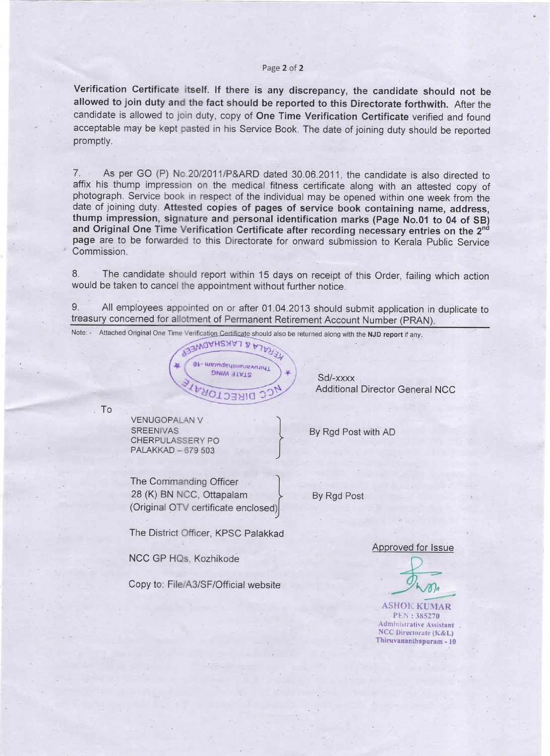**Verification Certificate itself. If there is any discrepancy, the candidate should not be allowed to join duty and the fact should be reported to this Directorate forthwith.** After the candidate is allowed to join duty, copy of **One Time Verification Certificate** verified and found acceptable may be kept pasted in his Service Book. The date of joining duty should be reported promptly.

7. As per GO (P) No.20/2011/P&ARD dated 30.06.2011, the candidate is also directed to affix his thump impression on the medical fitness certificate along with an attested copy of photograph. Service book in respect of the individual may be opened within one week from the date of joining duty. **Attested copies of pages of service book containing name, address, thump impression, signature and personal identification marks (Page No.01 to 04 of SB) and Original One Time Verification Certificate after recording necessary entries on the 2nd page** are to be forwarded to this Directorate for onward submission to Kerala Public Service Commission.

8. The candidate should report within 15 days on receipt of this Order, failing which action would be taken to cancel the appointment without further notice.

9. All employees appointed on or after 01.04.2013 should submit application in duplicate to treasury concerned for allotment of Permanent Retirement Account Number (PRAN).

Note: - Attached Original One Time Verification Certificate should also be returned along with the **NJD report** if any.

KERALA & LAKSHADWEEP
Thiruvananthapuram-10
STATE WING
NCC DIRECTORATE

Sd/-xxxx
Additional Director General NCC

To

VENUGOPALAN V
SREENIVAS
CHERPULASSERY PO
PALAKKAD – 679 503
— By Rgd Post with AD

The Commanding Officer
28 (K) BN NCC, Ottapalam
(Original OTV certificate enclosed)
— By Rgd Post

The District Officer, KPSC Palakkad

NCC GP HQs, Kozhikode

Copy to: File/A3/SF/Official website

Approved for Issue

ASHOK KUMAR
PEN : 385270
Administrative Assistant
NCC Directorate (K&L)
Thiruvananthapuram - 10